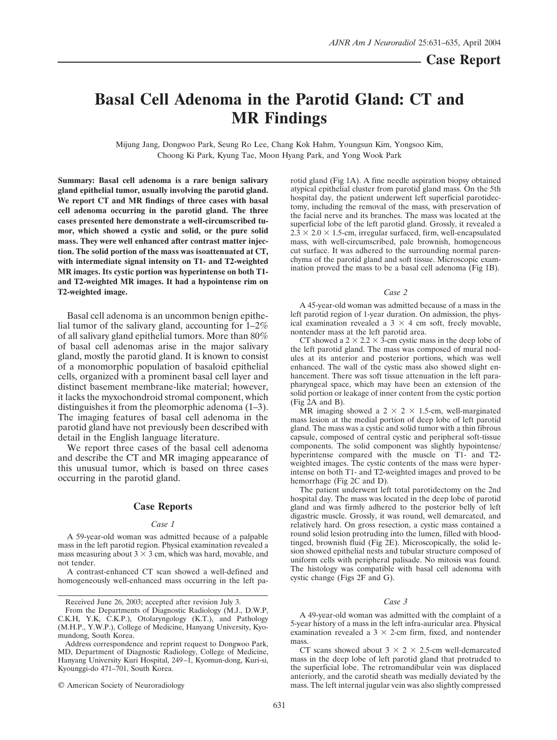Case Report

# Basal Cell Adenoma in the Parotid Gland: CT and MR Findings

Mijung Jang, Dongwoo Park, Seung Ro Lee, Chang Kok Hahm, Youngsun Kim, Yongsoo Kim, Choong Ki Park, Kyung Tae, Moon Hyang Park, and Yong Wook Park

**Summary: Basal cell adenoma is a rare benign salivary gland epithelial tumor, usually involving the parotid gland. We report CT and MR findings of three cases with basal cell adenoma occurring in the parotid gland. The three cases presented here demonstrate a well-circumscribed tumor, which showed a cystic and solid, or the pure solid mass. They were well enhanced after contrast matter injection. The solid portion of the mass was isoattenuated at CT, with intermediate signal intensity on T1- and T2-weighted MR images. Its cystic portion was hyperintense on both T1- and T2-weighted MR images. It had a hypointense rim on T2-weighted image.**

Basal cell adenoma is an uncommon benign epithelial tumor of the salivary gland, accounting for 1–2% of all salivary gland epithelial tumors. More than 80% of basal cell adenomas arise in the major salivary gland, mostly the parotid gland. It is known to consist of a monomorphic population of basaloid epithelial cells, organized with a prominent basal cell layer and distinct basement membrane-like material; however, it lacks the myxochondroid stromal component, which distinguishes it from the pleomorphic adenoma (1–3). The imaging features of basal cell adenoma in the parotid gland have not previously been described with detail in the English language literature.

We report three cases of the basal cell adenoma and describe the CT and MR imaging appearance of this unusual tumor, which is based on three cases occurring in the parotid gland.

## Case Reports

### Case 1

A 59-year-old woman was admitted because of a palpable mass in the left parotid region. Physical examination revealed a mass measuring about 3 × 3 cm, which was hard, movable, and not tender.

A contrast-enhanced CT scan showed a well-defined and homogeneously well-enhanced mass occurring in the left parotid gland (Fig 1A). A fine needle aspiration biopsy obtained atypical epithelial cluster from parotid gland mass. On the 5th hospital day, the patient underwent left superficial parotidectomy, including the removal of the mass, with preservation of the facial nerve and its branches. The mass was located at the superficial lobe of the left parotid gland. Grossly, it revealed a 2.3 × 2.0 × 1.5-cm, irregular surfaced, firm, well-encapsulated mass, with well-circumscribed, pale brownish, homogeneous cut surface. It was adhered to the surrounding normal parenchyma of the parotid gland and soft tissue. Microscopic examination proved the mass to be a basal cell adenoma (Fig 1B).

### Case 2

A 45-year-old woman was admitted because of a mass in the left parotid region of 1-year duration. On admission, the physical examination revealed a 3 × 4 cm soft, freely movable, nontender mass at the left parotid area.

CT showed a 2 × 2.2 × 3-cm cystic mass in the deep lobe of the left parotid gland. The mass was composed of mural nodules at its anterior and posterior portions, which was well enhanced. The wall of the cystic mass also showed slight enhancement. There was soft tissue attenuation in the left parapharyngeal space, which may have been an extension of the solid portion or leakage of inner content from the cystic portion (Fig 2A and B).

MR imaging showed a 2 × 2 × 1.5-cm, well-marginated mass lesion at the medial portion of deep lobe of left parotid gland. The mass was a cystic and solid tumor with a thin fibrous capsule, composed of central cystic and peripheral soft-tissue components. The solid component was slightly hypointense/hyperintense compared with the muscle on T1- and T2-weighted images. The cystic contents of the mass were hyperintense on both T1- and T2-weighted images and proved to be hemorrhage (Fig 2C and D).

The patient underwent left total parotidectomy on the 2nd hospital day. The mass was located in the deep lobe of parotid gland and was firmly adhered to the posterior belly of left digastric muscle. Grossly, it was round, well demarcated, and relatively hard. On gross resection, a cystic mass contained a round solid lesion protruding into the lumen, filled with blood-tinged, brownish fluid (Fig 2E). Microscopically, the solid lesion showed epithelial nests and tubular structure composed of uniform cells with peripheral palisade. No mitosis was found. The histology was compatible with basal cell adenoma with cystic change (Figs 2F and G).

### Case 3

A 49-year-old woman was admitted with the complaint of a 5-year history of a mass in the left infra-auricular area. Physical examination revealed a 3 × 2-cm firm, fixed, and nontender mass.

CT scans showed about 3 × 2 × 2.5-cm well-demarcated mass in the deep lobe of left parotid gland that protruded to the superficial lobe. The retromandibular vein was displaced anteriorly, and the carotid sheath was medially deviated by the mass. The left internal jugular vein was also slightly compressed

Received June 26, 2003; accepted after revision July 3.

From the Departments of Diagnostic Radiology (M.J., D.W.P, C.K.H, Y.K, C.K.P.), Otolaryngology (K.T.), and Pathology (M.H.P., Y.W.P.), College of Medicine, Hanyang University, Kyomundong, South Korea.

Address correspondence and reprint request to Dongwoo Park, MD, Department of Diagnostic Radiology, College of Medicine, Hanyang University Kuri Hospital, 249–1, Kyomun-dong, Kuri-si, Kyounggi-do 471–701, South Korea.

© American Society of Neuroradiology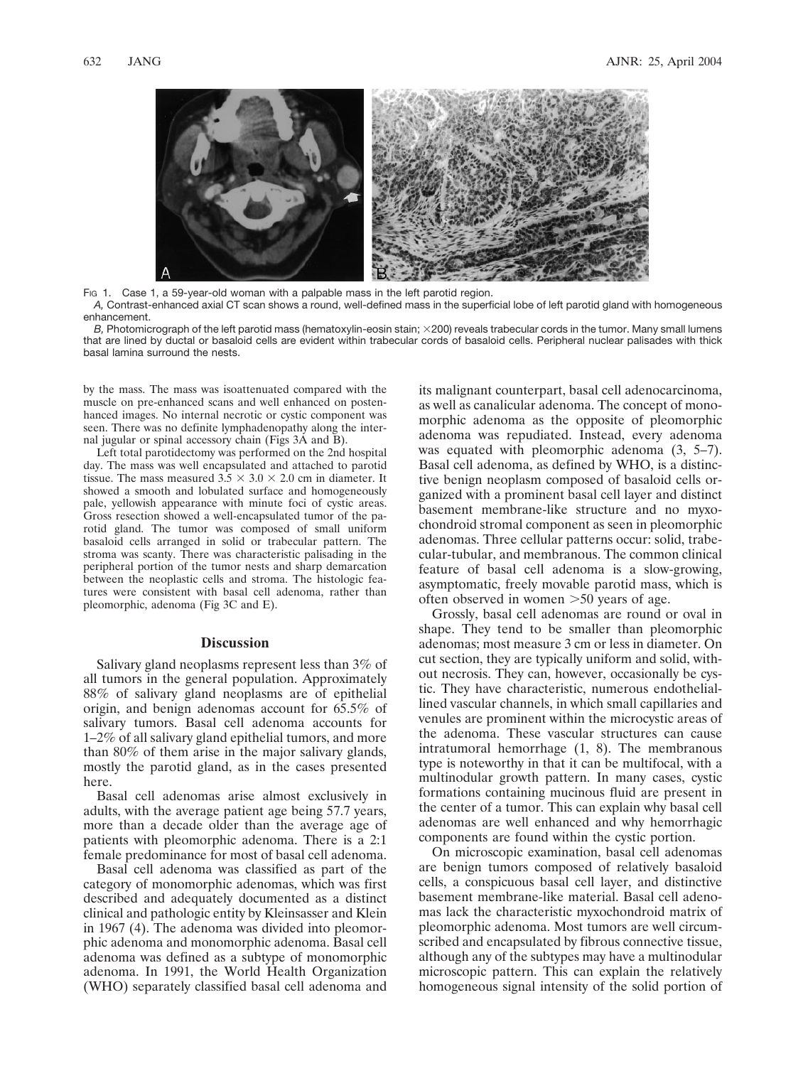Fig 1. Case 1, a 59-year-old woman with a palpable mass in the left parotid region.

*A,* Contrast-enhanced axial CT scan shows a round, well-defined mass in the superficial lobe of left parotid gland with homogeneous enhancement.

*B,* Photomicrograph of the left parotid mass (hematoxylin-eosin stain; ×200) reveals trabecular cords in the tumor. Many small lumens that are lined by ductal or basaloid cells are evident within trabecular cords of basaloid cells. Peripheral nuclear palisades with thick basal lamina surround the nests.

by the mass. The mass was isoattenuated compared with the muscle on pre-enhanced scans and well enhanced on postenhanced images. No internal necrotic or cystic component was seen. There was no definite lymphadenopathy along the internal jugular or spinal accessory chain (Figs 3A and B).

Left total parotidectomy was performed on the 2nd hospital day. The mass was well encapsulated and attached to parotid tissue. The mass measured 3.5 × 3.0 × 2.0 cm in diameter. It showed a smooth and lobulated surface and homogeneously pale, yellowish appearance with minute foci of cystic areas. Gross resection showed a well-encapsulated tumor of the parotid gland. The tumor was composed of small uniform basaloid cells arranged in solid or trabecular pattern. The stroma was scanty. There was characteristic palisading in the peripheral portion of the tumor nests and sharp demarcation between the neoplastic cells and stroma. The histologic features were consistent with basal cell adenoma, rather than pleomorphic, adenoma (Fig 3C and E).

## Discussion

Salivary gland neoplasms represent less than 3% of all tumors in the general population. Approximately 88% of salivary gland neoplasms are of epithelial origin, and benign adenomas account for 65.5% of salivary tumors. Basal cell adenoma accounts for 1–2% of all salivary gland epithelial tumors, and more than 80% of them arise in the major salivary glands, mostly the parotid gland, as in the cases presented here.

Basal cell adenomas arise almost exclusively in adults, with the average patient age being 57.7 years, more than a decade older than the average age of patients with pleomorphic adenoma. There is a 2:1 female predominance for most of basal cell adenoma.

Basal cell adenoma was classified as part of the category of monomorphic adenomas, which was first described and adequately documented as a distinct clinical and pathologic entity by Kleinsasser and Klein in 1967 (4). The adenoma was divided into pleomorphic adenoma and monomorphic adenoma. Basal cell adenoma was defined as a subtype of monomorphic adenoma. In 1991, the World Health Organization (WHO) separately classified basal cell adenoma and its malignant counterpart, basal cell adenocarcinoma, as well as canalicular adenoma. The concept of monomorphic adenoma as the opposite of pleomorphic adenoma was repudiated. Instead, every adenoma was equated with pleomorphic adenoma (3, 5–7). Basal cell adenoma, as defined by WHO, is a distinctive benign neoplasm composed of basaloid cells organized with a prominent basal cell layer and distinct basement membrane-like structure and no myxochondroid stromal component as seen in pleomorphic adenomas. Three cellular patterns occur: solid, trabecular-tubular, and membranous. The common clinical feature of basal cell adenoma is a slow-growing, asymptomatic, freely movable parotid mass, which is often observed in women >50 years of age.

Grossly, basal cell adenomas are round or oval in shape. They tend to be smaller than pleomorphic adenomas; most measure 3 cm or less in diameter. On cut section, they are typically uniform and solid, without necrosis. They can, however, occasionally be cystic. They have characteristic, numerous endothelial-lined vascular channels, in which small capillaries and venules are prominent within the microcystic areas of the adenoma. These vascular structures can cause intratumoral hemorrhage (1, 8). The membranous type is noteworthy in that it can be multifocal, with a multinodular growth pattern. In many cases, cystic formations containing mucinous fluid are present in the center of a tumor. This can explain why basal cell adenomas are well enhanced and why hemorrhagic components are found within the cystic portion.

On microscopic examination, basal cell adenomas are benign tumors composed of relatively basaloid cells, a conspicuous basal cell layer, and distinctive basement membrane-like material. Basal cell adenomas lack the characteristic myxochondroid matrix of pleomorphic adenoma. Most tumors are well circumscribed and encapsulated by fibrous connective tissue, although any of the subtypes may have a multinodular microscopic pattern. This can explain the relatively homogeneous signal intensity of the solid portion of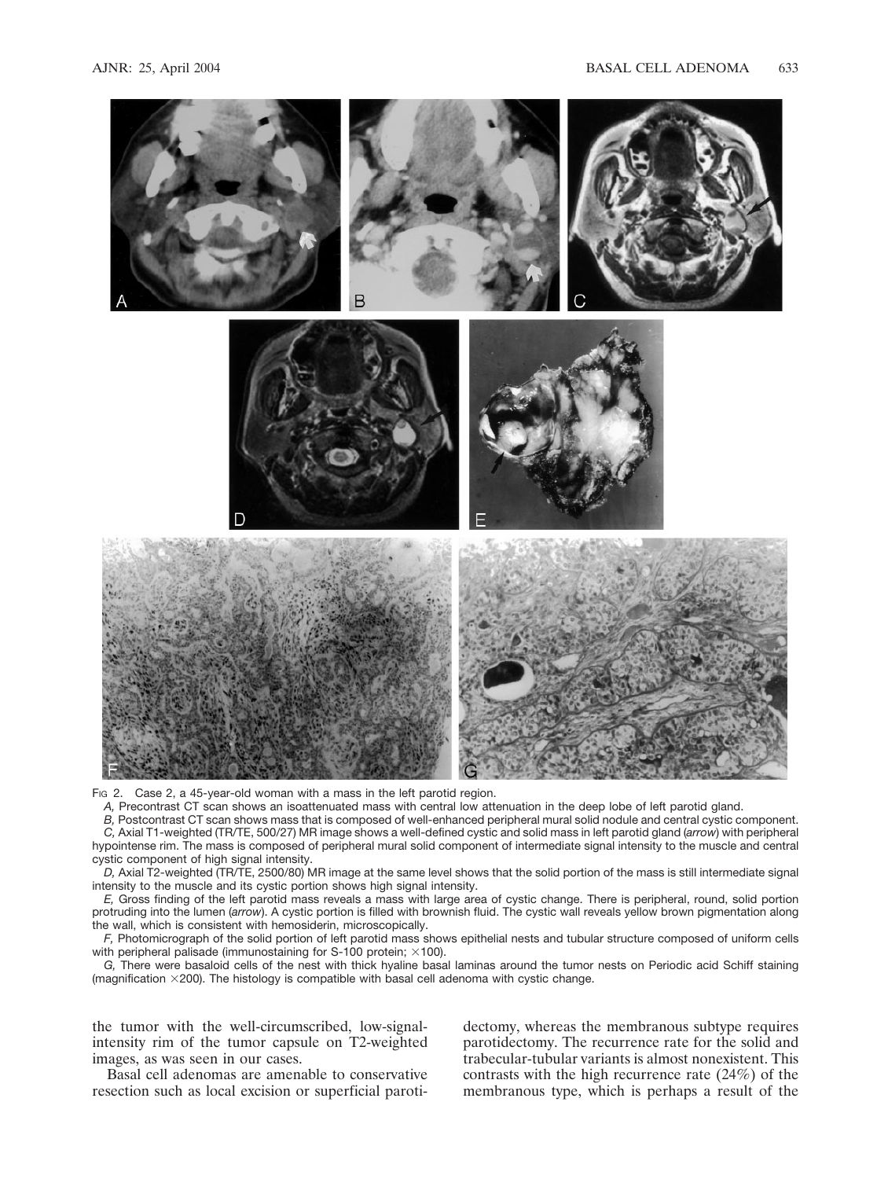FIG 2. Case 2, a 45-year-old woman with a mass in the left parotid region.

*A,* Precontrast CT scan shows an isoattenuated mass with central low attenuation in the deep lobe of left parotid gland.

*B,* Postcontrast CT scan shows mass that is composed of well-enhanced peripheral mural solid nodule and central cystic component.

*C,* Axial T1-weighted (TR/TE, 500/27) MR image shows a well-defined cystic and solid mass in left parotid gland (*arrow*) with peripheral hypointense rim. The mass is composed of peripheral mural solid component of intermediate signal intensity to the muscle and central cystic component of high signal intensity.

*D,* Axial T2-weighted (TR/TE, 2500/80) MR image at the same level shows that the solid portion of the mass is still intermediate signal intensity to the muscle and its cystic portion shows high signal intensity.

*E,* Gross finding of the left parotid mass reveals a mass with large area of cystic change. There is peripheral, round, solid portion protruding into the lumen (*arrow*). A cystic portion is filled with brownish fluid. The cystic wall reveals yellow brown pigmentation along the wall, which is consistent with hemosiderin, microscopically.

*F,* Photomicrograph of the solid portion of left parotid mass shows epithelial nests and tubular structure composed of uniform cells with peripheral palisade (immunostaining for S-100 protein; ×100).

*G,* There were basaloid cells of the nest with thick hyaline basal laminas around the tumor nests on Periodic acid Schiff staining (magnification ×200). The histology is compatible with basal cell adenoma with cystic change.

the tumor with the well-circumscribed, low-signal-intensity rim of the tumor capsule on T2-weighted images, as was seen in our cases.

Basal cell adenomas are amenable to conservative resection such as local excision or superficial parotidectomy, whereas the membranous subtype requires parotidectomy. The recurrence rate for the solid and trabecular-tubular variants is almost nonexistent. This contrasts with the high recurrence rate (24%) of the membranous type, which is perhaps a result of the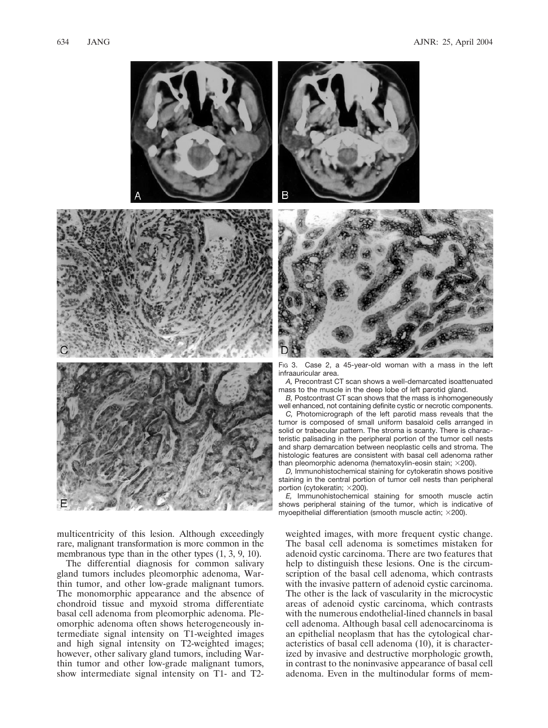Fig 3. Case 2, a 45-year-old woman with a mass in the left infraauricular area.

*A,* Precontrast CT scan shows a well-demarcated isoattenuated mass to the muscle in the deep lobe of left parotid gland.

*B,* Postcontrast CT scan shows that the mass is inhomogeneously well enhanced, not containing definite cystic or necrotic components.

*C,* Photomicrograph of the left parotid mass reveals that the tumor is composed of small uniform basaloid cells arranged in solid or trabecular pattern. The stroma is scanty. There is characteristic palisading in the peripheral portion of the tumor cell nests and sharp demarcation between neoplastic cells and stroma. The histologic features are consistent with basal cell adenoma rather than pleomorphic adenoma (hematoxylin-eosin stain; ×200).

*D,* Immunohistochemical staining for cytokeratin shows positive staining in the central portion of tumor cell nests than peripheral portion (cytokeratin; ×200).

*E,* Immunohistochemical staining for smooth muscle actin shows peripheral staining of the tumor, which is indicative of myoepithelial differentiation (smooth muscle actin; ×200).

multicentricity of this lesion. Although exceedingly rare, malignant transformation is more common in the membranous type than in the other types (1, 3, 9, 10).

The differential diagnosis for common salivary gland tumors includes pleomorphic adenoma, Warthin tumor, and other low-grade malignant tumors. The monomorphic appearance and the absence of chondroid tissue and myxoid stroma differentiate basal cell adenoma from pleomorphic adenoma. Pleomorphic adenoma often shows heterogeneously intermediate signal intensity on T1-weighted images and high signal intensity on T2-weighted images; however, other salivary gland tumors, including Warthin tumor and other low-grade malignant tumors, show intermediate signal intensity on T1- and T2-weighted images, with more frequent cystic change. The basal cell adenoma is sometimes mistaken for adenoid cystic carcinoma. There are two features that help to distinguish these lesions. One is the circumscription of the basal cell adenoma, which contrasts with the invasive pattern of adenoid cystic carcinoma. The other is the lack of vascularity in the microcystic areas of adenoid cystic carcinoma, which contrasts with the numerous endothelial-lined channels in basal cell adenoma. Although basal cell adenocarcinoma is an epithelial neoplasm that has the cytological characteristics of basal cell adenoma (10), it is characterized by invasive and destructive morphologic growth, in contrast to the noninvasive appearance of basal cell adenoma. Even in the multinodular forms of mem-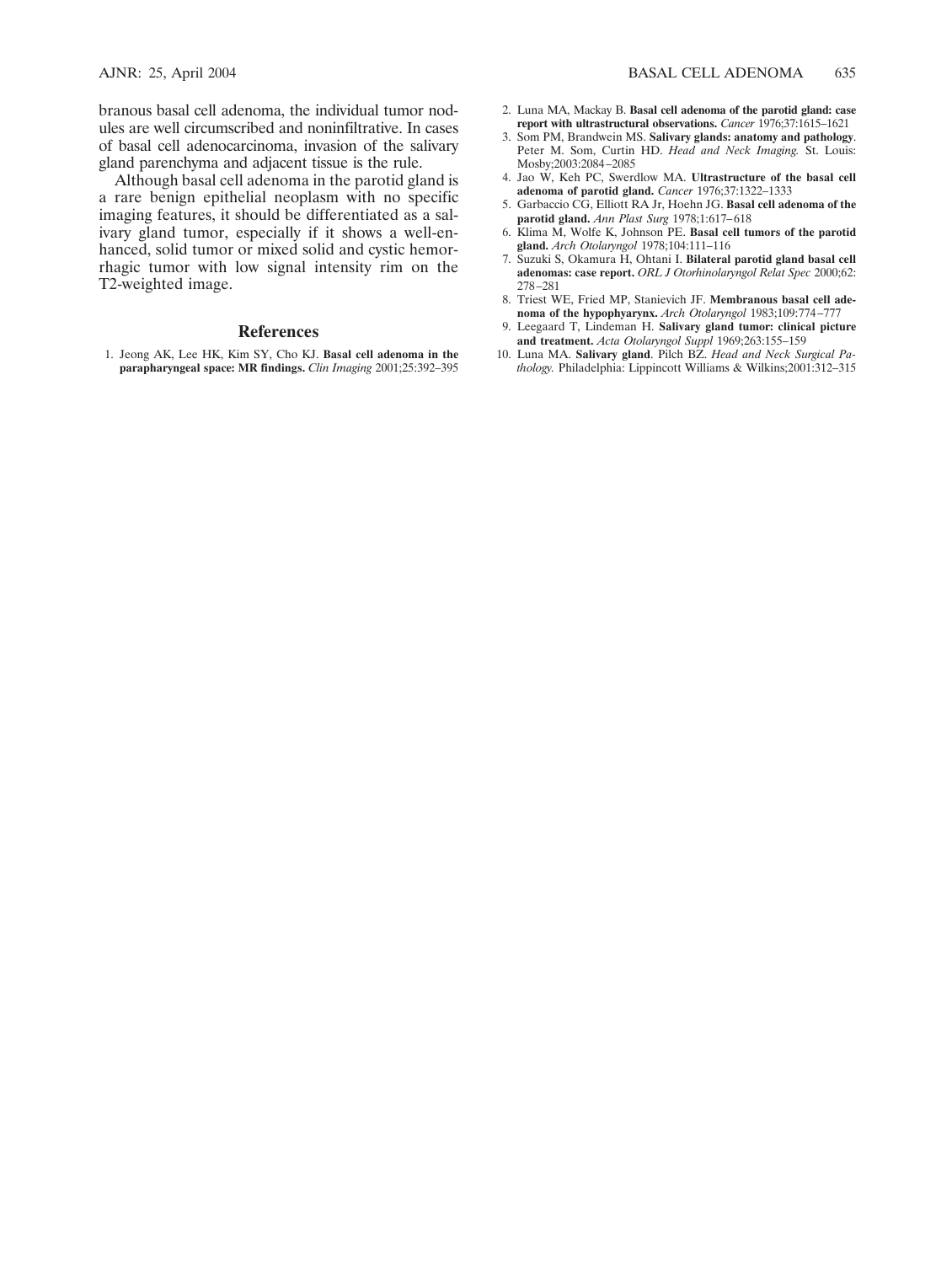branous basal cell adenoma, the individual tumor nodules are well circumscribed and noninfiltrative. In cases of basal cell adenocarcinoma, invasion of the salivary gland parenchyma and adjacent tissue is the rule.

Although basal cell adenoma in the parotid gland is a rare benign epithelial neoplasm with no specific imaging features, it should be differentiated as a salivary gland tumor, especially if it shows a well-enhanced, solid tumor or mixed solid and cystic hemorrhagic tumor with low signal intensity rim on the T2-weighted image.

## References

1. Jeong AK, Lee HK, Kim SY, Cho KJ. **Basal cell adenoma in the parapharyngeal space: MR findings.** *Clin Imaging* 2001;25:392–395
2. Luna MA, Mackay B. **Basal cell adenoma of the parotid gland: case report with ultrastructural observations.** *Cancer* 1976;37:1615–1621
3. Som PM, Brandwein MS. **Salivary glands: anatomy and pathology**. Peter M. Som, Curtin HD. *Head and Neck Imaging.* St. Louis: Mosby;2003:2084–2085
4. Jao W, Keh PC, Swerdlow MA. **Ultrastructure of the basal cell adenoma of parotid gland.** *Cancer* 1976;37:1322–1333
5. Garbaccio CG, Elliott RA Jr, Hoehn JG. **Basal cell adenoma of the parotid gland.** *Ann Plast Surg* 1978;1:617–618
6. Klima M, Wolfe K, Johnson PE. **Basal cell tumors of the parotid gland.** *Arch Otolaryngol* 1978;104:111–116
7. Suzuki S, Okamura H, Ohtani I. **Bilateral parotid gland basal cell adenomas: case report.** *ORL J Otorhinolaryngol Relat Spec* 2000;62:278–281
8. Triest WE, Fried MP, Stanievich JF. **Membranous basal cell adenoma of the hypophyarynx.** *Arch Otolaryngol* 1983;109:774–777
9. Leegaard T, Lindeman H. **Salivary gland tumor: clinical picture and treatment.** *Acta Otolaryngol Suppl* 1969;263:155–159
10. Luna MA. **Salivary gland**. Pilch BZ. *Head and Neck Surgical Pathology.* Philadelphia: Lippincott Williams & Wilkins;2001:312–315